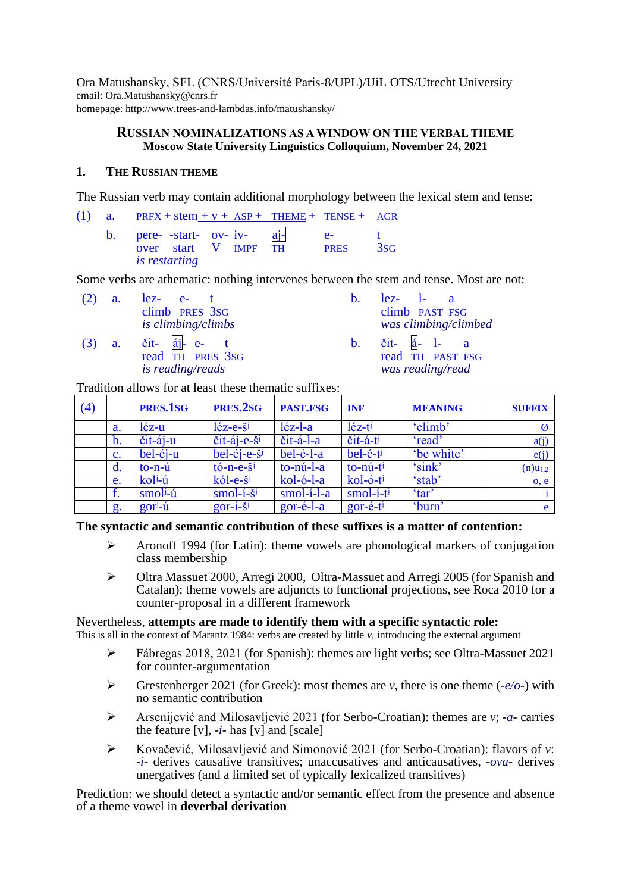Ora Matushansky, SFL (CNRS/Université Paris-8/UPL)/UiL OTS/Utrecht University
email: Ora.Matushansky@cnrs.fr
homepage: http://www.trees-and-lambdas.info/matushansky/

## RUSSIAN NOMINALIZATIONS AS A WINDOW ON THE VERBAL THEME

**Moscow State University Linguistics Colloquium, November 24, 2021**

### 1. THE RUSSIAN THEME

The Russian verb may contain additional morphology between the lexical stem and tense:

(1) a. PRFX + stem + v + ASP + THEME + TENSE + AGR

b. pere- -start- ov- ɨv- aj- e- t
over start V IMPF TH PRES 3SG
*is restarting*

Some verbs are athematic: nothing intervenes between the stem and tense. Most are not:

(2) a. lez- e- t
climb PRES 3SG
*is climbing/climbs*

b. lez- l- a
climb PAST FSG
*was climbing/climbed*

(3) a. čit- áj- e- t
read TH PRES 3SG
*is reading/reads*

b. čit- á- l- a
read TH PAST FSG
*was reading/read*

Tradition allows for at least these thematic suffixes:

| (4) | | PRES.1SG | PRES.2SG | PAST.FSG | INF | MEANING | SUFFIX |
|---|---|---|---|---|---|---|---|
| | a. | léz-u | léz-e-š[j] | léz-l-a | léz-t[j] | 'climb' | Ø |
| | b. | čit-áj-u | čit-áj-e-š[j] | čit-á-l-a | čit-á-t[j] | 'read' | a(j) |
| | c. | bel-éj-u | bel-éj-e-š[j] | bel-é-l-a | bel-é-t[j] | 'be white' | e(j) |
| | d. | to-n-ú | tó-n-e-š[j] | to-nú-l-a | to-nú-t[j] | 'sink' | (n)u$_{1,2}$ |
| | e. | kol[j]-ú | kól-e-š[j] | kol-ó-l-a | kol-ó-t[j] | 'stab' | o, e |
| | f. | smol[j]-ú | smol-í-š[j] | smol-í-l-a | smol-í-t[j] | 'tar' | i |
| | g. | gor[j]-ú | gor-í-š[j] | gor-é-l-a | gor-é-t[j] | 'burn' | e |

**The syntactic and semantic contribution of these suffixes is a matter of contention:**

- Aronoff 1994 (for Latin): theme vowels are phonological markers of conjugation class membership
- Oltra Massuet 2000, Arregi 2000, Oltra-Massuet and Arregi 2005 (for Spanish and Catalan): theme vowels are adjuncts to functional projections, see Roca 2010 for a counter-proposal in a different framework

Nevertheless, **attempts are made to identify them with a specific syntactic role:**
This is all in the context of Marantz 1984: verbs are created by little *v*, introducing the external argument

- Fábregas 2018, 2021 (for Spanish): themes are light verbs; see Oltra-Massuet 2021 for counter-argumentation
- Grestenberger 2021 (for Greek): most themes are *v*, there is one theme (-*e/o*-) with no semantic contribution
- Arsenijević and Milosavljević 2021 (for Serbo-Croatian): themes are *v*; -*a*- carries the feature [v], -*i*- has [v] and [scale]
- Kovačević, Milosavljević and Simonović 2021 (for Serbo-Croatian): flavors of *v*: -*i*- derives causative transitives; unaccusatives and anticausatives, -*ova*- derives unergatives (and a limited set of typically lexicalized transitives)

Prediction: we should detect a syntactic and/or semantic effect from the presence and absence of a theme vowel in **deverbal derivation**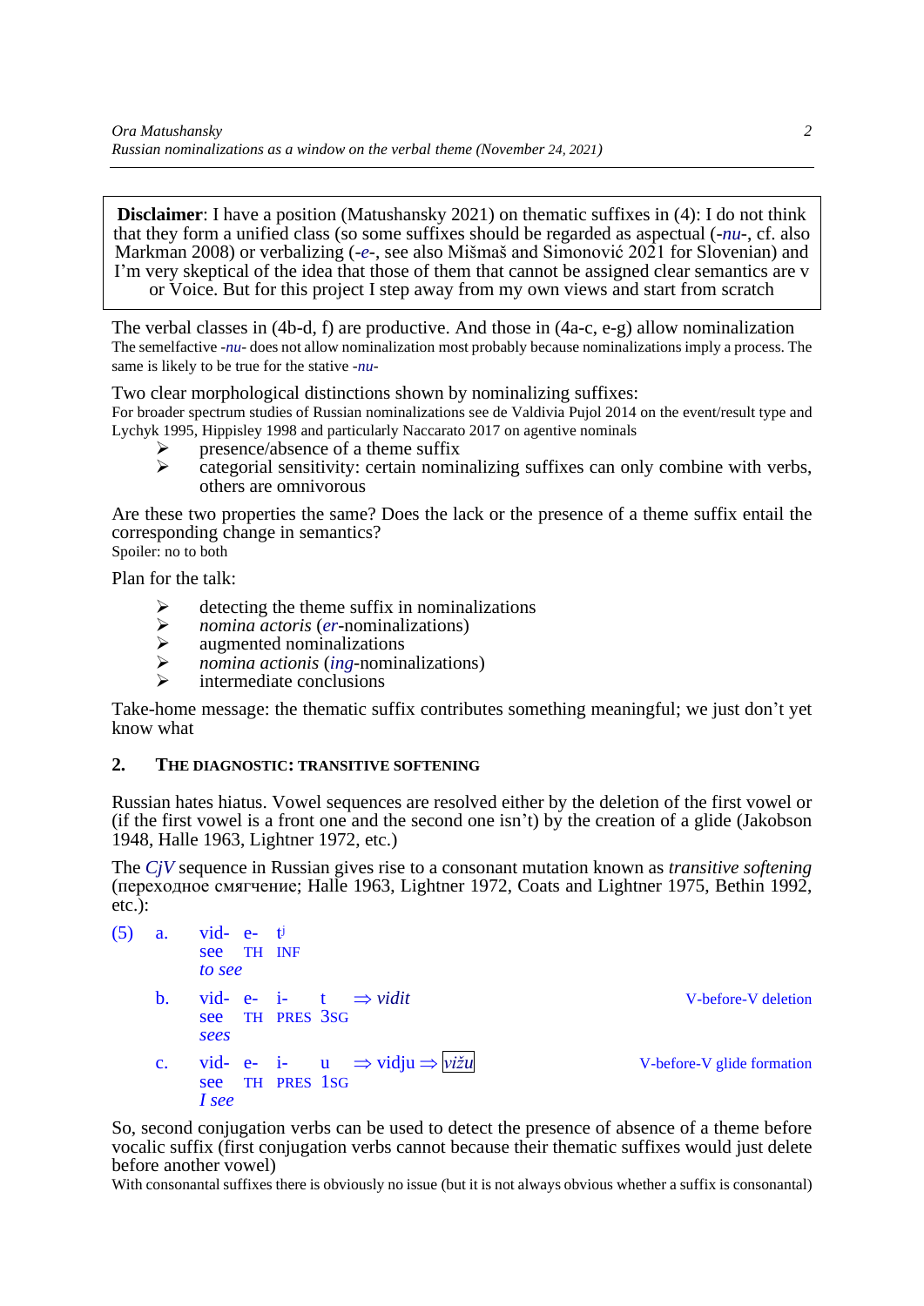**Disclaimer**: I have a position (Matushansky 2021) on thematic suffixes in (4): I do not think that they form a unified class (so some suffixes should be regarded as aspectual (-*nu*-, cf. also Markman 2008) or verbalizing (-*e*-, see also Mišmaš and Simonović 2021 for Slovenian) and I'm very skeptical of the idea that those of them that cannot be assigned clear semantics are v or Voice. But for this project I step away from my own views and start from scratch

The verbal classes in (4b-d, f) are productive. And those in (4a-c, e-g) allow nominalization

The semelfactive -*nu*- does not allow nominalization most probably because nominalizations imply a process. The same is likely to be true for the stative -*nu*-

Two clear morphological distinctions shown by nominalizing suffixes:

For broader spectrum studies of Russian nominalizations see de Valdivia Pujol 2014 on the event/result type and Lychyk 1995, Hippisley 1998 and particularly Naccarato 2017 on agentive nominals

- presence/absence of a theme suffix
- categorial sensitivity: certain nominalizing suffixes can only combine with verbs, others are omnivorous

Are these two properties the same? Does the lack or the presence of a theme suffix entail the corresponding change in semantics?

Spoiler: no to both

Plan for the talk:

- detecting the theme suffix in nominalizations
- *nomina actoris* (*er*-nominalizations)
- augmented nominalizations
- *nomina actionis* (*ing*-nominalizations)
- intermediate conclusions

Take-home message: the thematic suffix contributes something meaningful; we just don't yet know what

## 2. The diagnostic: transitive softening

Russian hates hiatus. Vowel sequences are resolved either by the deletion of the first vowel or (if the first vowel is a front one and the second one isn't) by the creation of a glide (Jakobson 1948, Halle 1963, Lightner 1972, etc.)

The *CjV* sequence in Russian gives rise to a consonant mutation known as *transitive softening* (переходное смягчение; Halle 1963, Lightner 1972, Coats and Lightner 1975, Bethin 1992, etc.):

(5)
a. vid- e- tʲ
   see TH INF
   *to see*

b. vid- e- i- t ⇒ *vidit* — V-before-V deletion
   see TH PRES 3SG
   *sees*

c. vid- e- i- u ⇒ vidju ⇒ *vižu* — V-before-V glide formation
   see TH PRES 1SG
   *I see*

So, second conjugation verbs can be used to detect the presence of absence of a theme before vocalic suffix (first conjugation verbs cannot because their thematic suffixes would just delete before another vowel)

With consonantal suffixes there is obviously no issue (but it is not always obvious whether a suffix is consonantal)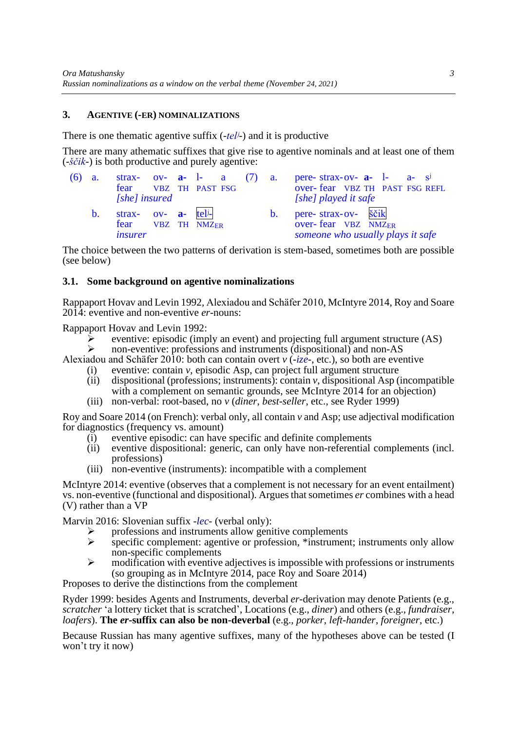## 3. AGENTIVE (-ER) NOMINALZATIONS

There is one thematic agentive suffix (-*tel*ʲ-) and it is productive

There are many athematic suffixes that give rise to agentive nominals and at least one of them (-*ščik*-) is both productive and purely agentive:

(6) a. strax- ov- **a-** l- a
fear VBZ TH PAST FSG
*[she] insured*

b. strax- ov- **a-** telʲ-
fear VBZ TH NMZ$_{ER}$
*insurer*

(7) a. pere- strax- ov- **a-** l- a- sʲ
over- fear VBZ TH PAST FSG REFL
*[she] played it safe*

b. pere- strax- ov- ščik
over- fear VBZ NMZ$_{ER}$
*someone who usually plays it safe*

The choice between the two patterns of derivation is stem-based, sometimes both are possible (see below)

### 3.1. Some background on agentive nominalizations

Rappaport Hovav and Levin 1992, Alexiadou and Schäfer 2010, McIntyre 2014, Roy and Soare 2014: eventive and non-eventive *er*-nouns:

Rappaport Hovav and Levin 1992:
- eventive: episodic (imply an event) and projecting full argument structure (AS)
- non-eventive: professions and instruments (dispositional) and non-AS

Alexiadou and Schäfer 2010: both can contain overt *v* (-*ize*-, etc.), so both are eventive
(i) eventive: contain *v*, episodic Asp, can project full argument structure
(ii) dispositional (professions; instruments): contain *v*, dispositional Asp (incompatible with a complement on semantic grounds, see McIntyre 2014 for an objection)
(iii) non-verbal: root-based, no *v* (*diner*, *best-seller*, etc., see Ryder 1999)

Roy and Soare 2014 (on French): verbal only, all contain *v* and Asp; use adjectival modification for diagnostics (frequency vs. amount)
(i) eventive episodic: can have specific and definite complements
(ii) eventive dispositional: generic, can only have non-referential complements (incl. professions)
(iii) non-eventive (instruments): incompatible with a complement

McIntyre 2014: eventive (observes that a complement is not necessary for an event entailment) vs. non-eventive (functional and dispositional). Argues that sometimes *er* combines with a head (V) rather than a VP

Marvin 2016: Slovenian suffix -*lec*- (verbal only):
- professions and instruments allow genitive complements
- specific complement: agentive or profession, *instrument; instruments only allow non-specific complements
- modification with eventive adjectives is impossible with professions or instruments (so grouping as in McIntyre 2014, pace Roy and Soare 2014)

Proposes to derive the distinctions from the complement

Ryder 1999: besides Agents and Instruments, deverbal *er*-derivation may denote Patients (e.g., *scratcher* 'a lottery ticket that is scratched', Locations (e.g., *diner*) and others (e.g., *fundraiser*, *loafers*). **The *er*-suffix can also be non-deverbal** (e.g., *porker*, *left-hander*, *foreigner*, etc.)

Because Russian has many agentive suffixes, many of the hypotheses above can be tested (I won't try it now)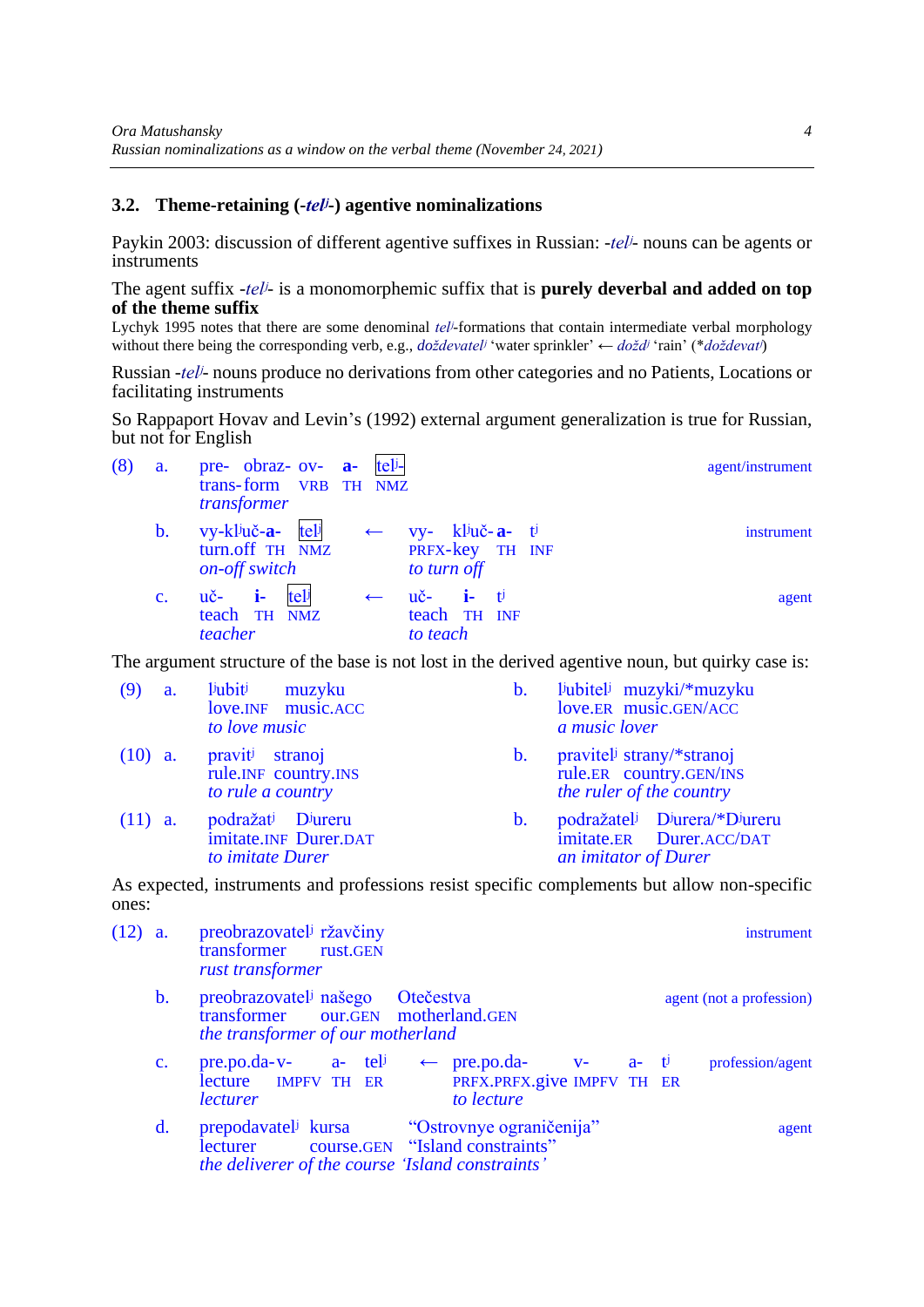### 3.2. Theme-retaining (-*telʲ*-) agentive nominalizations

Paykin 2003: discussion of different agentive suffixes in Russian: -*telʲ*- nouns can be agents or instruments

The agent suffix -*telʲ*- is a monomorphemic suffix that is **purely deverbal and added on top of the theme suffix**

Lychyk 1995 notes that there are some denominal *telʲ*-formations that contain intermediate verbal morphology without there being the corresponding verb, e.g., *doždevatelʲ* 'water sprinkler' ← *doždʲ* 'rain' (*\*doždevatʲ*)

Russian -*telʲ*- nouns produce no derivations from other categories and no Patients, Locations or facilitating instruments

So Rappaport Hovav and Levin's (1992) external argument generalization is true for Russian, but not for English

(8) a. pre- obraz- ov- **a-** [telʲ-]
trans- form VRB TH NMZ
*transformer* — agent/instrument

b. vy-klʲuč-**a-** [telʲ] ← vy- klʲuč- **a-** tʲ
turn.off TH NMZ ← PRFX-key TH INF
*on-off switch* ← *to turn off* — instrument

c. uč- **i-** [telʲ] ← uč- **i-** tʲ
teach TH NMZ ← teach TH INF
*teacher* ← *to teach* — agent

The argument structure of the base is not lost in the derived agentive noun, but quirky case is:

(9) a. lʲubitʲ muzyku
love.INF music.ACC
*to love music*

b. lʲubitelʲ muzyki/\*muzyku
love.ER music.GEN/ACC
*a music lover*

(10) a. pravitʲ stranoj
rule.INF country.INS
*to rule a country*

b. pravitelʲ strany/\*stranoj
rule.ER country.GEN/INS
*the ruler of the country*

(11) a. podražatʲ Dʲureru
imitate.INF Durer.DAT
*to imitate Durer*

b. podražatelʲ Dʲurera/\*Dʲureru
imitate.ER Durer.ACC/DAT
*an imitator of Durer*

As expected, instruments and professions resist specific complements but allow non-specific ones:

(12) a. preobrazovatelʲ ržavčiny
transformer rust.GEN
*rust transformer* — instrument

b. preobrazovatelʲ našego Otečestva
transformer our.GEN motherland.GEN
*the transformer of our motherland* — agent (not a profession)

c. pre.po.da-v- a- telʲ ← pre.po.da- v- a- tʲ
lecture IMPFV TH ER ← PRFX.PRFX.give IMPFV TH ER
*lecturer* ← *to lecture* — profession/agent

d. prepodavatelʲ kursa "Ostrovnye ograničenija"
lecturer course.GEN "Island constraints"
*the deliverer of the course 'Island constraints'* — agent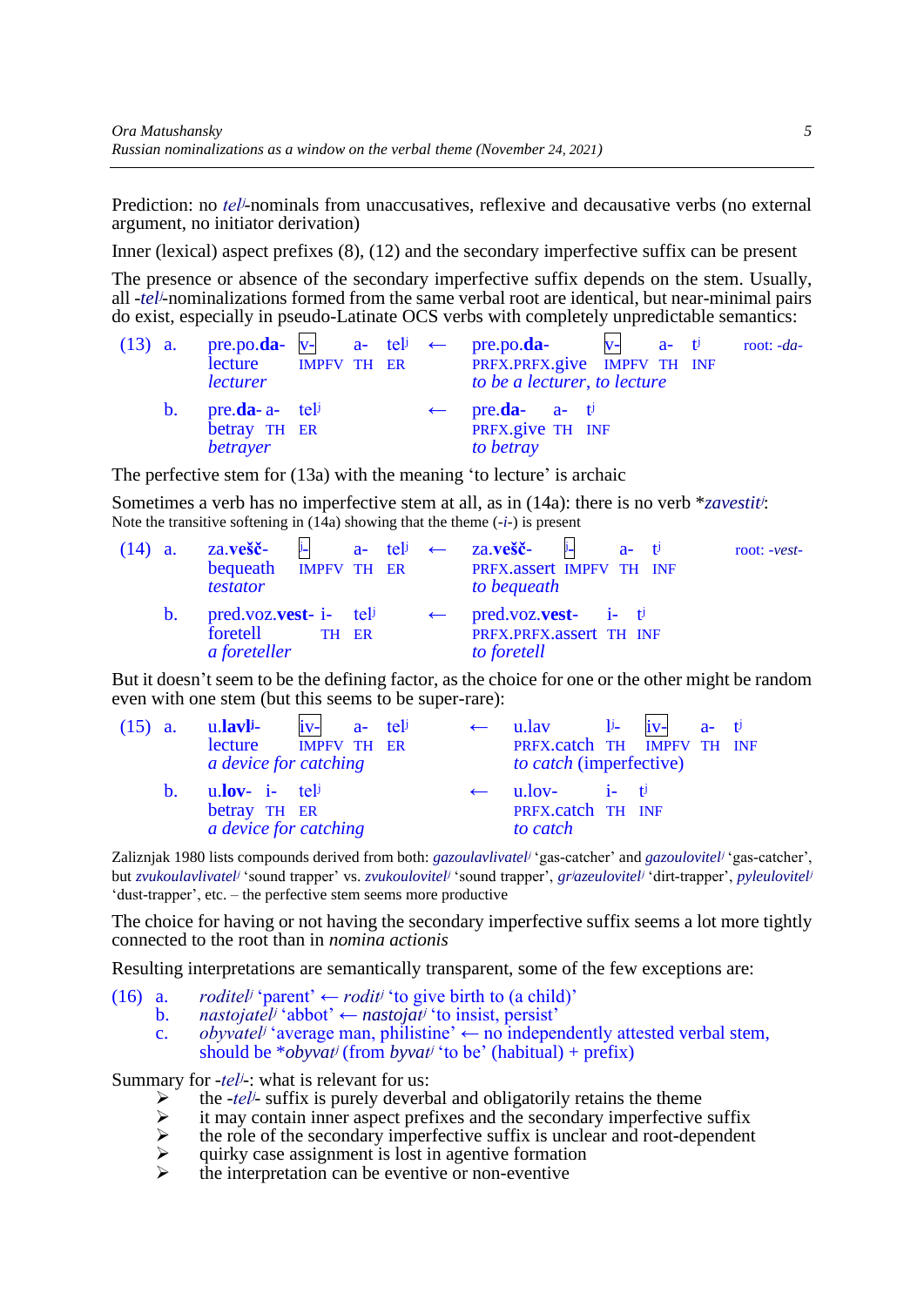Prediction: no *tel^j^*-nominals from unaccusatives, reflexive and decausative verbs (no external argument, no initiator derivation)

Inner (lexical) aspect prefixes (8), (12) and the secondary imperfective suffix can be present

The presence or absence of the secondary imperfective suffix depends on the stem. Usually, all -*tel^j^*-nominalizations formed from the same verbal root are identical, but near-minimal pairs do exist, especially in pseudo-Latinate OCS verbs with completely unpredictable semantics:

(13) a. pre.po.**da**- v- a- tel^j^ ← pre.po.**da**- v- a- t^j^ — root: -*da*-
lecture IMPFV TH ER — PRFX.PRFX.give IMPFV TH INF
*lecturer* — *to be a lecturer, to lecture*

b. pre.**da**- a- tel^j^ ← pre.**da**- a- t^j^
betray TH ER — PRFX.give TH INF
*betrayer* — *to betray*

The perfective stem for (13a) with the meaning 'to lecture' is archaic

Sometimes a verb has no imperfective stem at all, as in (14a): there is no verb \**zavestit^j^*:
Note the transitive softening in (14a) showing that the theme (-*i*-) is present

(14) a. za.**vešč**- i- a- tel^j^ ← za.**vešč**- i- a- t^j^ — root: -*vest*-
bequeath IMPFV TH ER — PRFX.assert IMPFV TH INF
*testator* — *to bequeath*

b. pred.voz.**vest**- i- tel^j^ ← pred.voz.**vest**- i- t^j^
foretell TH ER — PRFX.PRFX.assert TH INF
*a foreteller* — *to foretell*

But it doesn't seem to be the defining factor, as the choice for one or the other might be random even with one stem (but this seems to be super-rare):

(15) a. u.**lavl^j^**- iv- a- tel^j^ ← u.lav l^j^- iv- a- t^j^
lecture IMPFV TH ER — PRFX.catch TH IMPFV TH INF
*a device for catching* — *to catch* (imperfective)

b. u.**lov**- i- tel^j^ ← u.lov- i- t^j^
betray TH ER — PRFX.catch TH INF
*a device for catching* — *to catch*

Zaliznjak 1980 lists compounds derived from both: *gazoulavlivatel^j^* 'gas-catcher' and *gazoulovitel^j^* 'gas-catcher', but *zvukoulavlivatel^j^* 'sound trapper' vs. *zvukoulovitel^j^* 'sound trapper', *gr^j^azeulovitel^j^* 'dirt-trapper', *pyleulovitel^j^* 'dust-trapper', etc. – the perfective stem seems more productive

The choice for having or not having the secondary imperfective suffix seems a lot more tightly connected to the root than in *nomina actionis*

Resulting interpretations are semantically transparent, some of the few exceptions are:

(16) a. *roditel^j^* 'parent' ← *rodit^j^* 'to give birth to (a child)'
b. *nastojatel^j^* 'abbot' ← *nastojat^j^* 'to insist, persist'
c. *obyvatel^j^* 'average man, philistine' ← no independently attested verbal stem, should be \**obyvat^j^* (from *byvat^j^* 'to be' (habitual) + prefix)

Summary for -*tel^j^*-: what is relevant for us:

- the -*tel^j^*- suffix is purely deverbal and obligatorily retains the theme
- it may contain inner aspect prefixes and the secondary imperfective suffix
- the role of the secondary imperfective suffix is unclear and root-dependent
- quirky case assignment is lost in agentive formation
- the interpretation can be eventive or non-eventive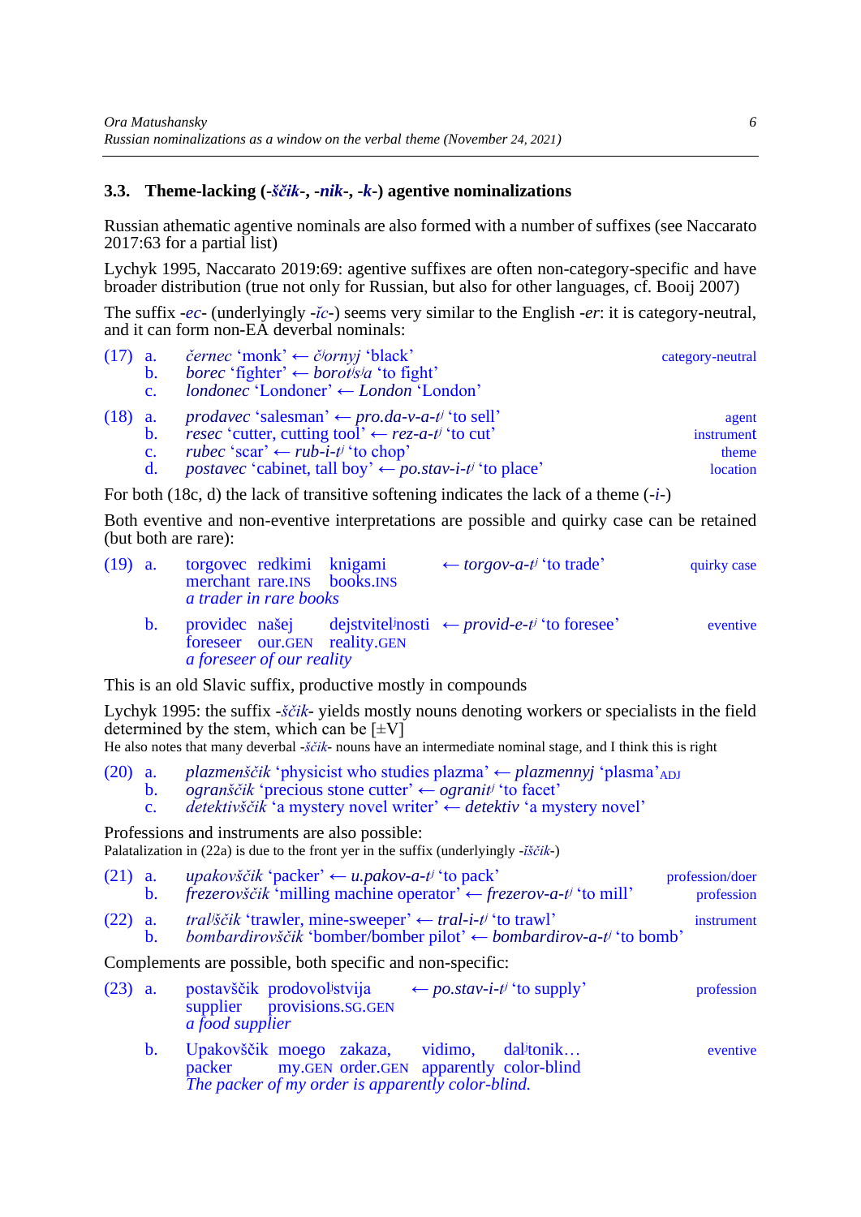### 3.3. Theme-lacking (-*ščik*-, -*nik*-, -*k*-) agentive nominalizations

Russian athematic agentive nominals are also formed with a number of suffixes (see Naccarato 2017:63 for a partial list)

Lychyk 1995, Naccarato 2019:69: agentive suffixes are often non-category-specific and have broader distribution (true not only for Russian, but also for other languages, cf. Booij 2007)

The suffix -*ec*- (underlyingly -*ĭc*-) seems very similar to the English -*er*: it is category-neutral, and it can form non-EA deverbal nominals:

(17) a. *černec* 'monk' ← *čʲornyj* 'black' — category-neutral
 b. *borec* 'fighter' ← *borotʲsʲa* 'to fight'
 c. *londonec* 'Londoner' ← *London* 'London'

(18) a. *prodavec* 'salesman' ← *pro.da-v-a-tʲ* 'to sell' — agent
 b. *resec* 'cutter, cutting tool' ← *rez-a-tʲ* 'to cut' — instrument
 c. *rubec* 'scar' ← *rub-i-tʲ* 'to chop' — theme
 d. *postavec* 'cabinet, tall boy' ← *po.stav-i-tʲ* 'to place' — location

For both (18c, d) the lack of transitive softening indicates the lack of a theme (-*i*-)

Both eventive and non-eventive interpretations are possible and quirky case can be retained (but both are rare):

(19) a. torgovec redkimi knigami ← *torgov-a-tʲ* 'to trade' — quirky case
 merchant rare.INS books.INS
 *a trader in rare books*

 b. providec našej dejstvitelʲnosti ← *provid-e-tʲ* 'to foresee' — eventive
 foreseer our.GEN reality.GEN
 *a foreseer of our reality*

This is an old Slavic suffix, productive mostly in compounds

Lychyk 1995: the suffix -*ščik*- yields mostly nouns denoting workers or specialists in the field determined by the stem, which can be [±V]
He also notes that many deverbal -*ščik*- nouns have an intermediate nominal stage, and I think this is right

(20) a. *plazmenščik* 'physicist who studies plazma' ← *plazmennyj* 'plasma'$_{ADJ}$
 b. *ogranščik* 'precious stone cutter' ← *ogranitʲ* 'to facet'
 c. *detektivščik* 'a mystery novel writer' ← *detektiv* 'a mystery novel'

Professions and instruments are also possible:
Palatalization in (22a) is due to the front yer in the suffix (underlyingly -*ĭščik*-)

(21) a. *upakovščik* 'packer' ← *u.pakov-a-tʲ* 'to pack' — profession/doer
 b. *frezerovščik* 'milling machine operator' ← *frezerov-a-tʲ* 'to mill' — profession

(22) a. *tralʲščik* 'trawler, mine-sweeper' ← *tral-i-tʲ* 'to trawl' — instrument
 b. *bombardirovščik* 'bomber/bomber pilot' ← *bombardirov-a-tʲ* 'to bomb'

Complements are possible, both specific and non-specific:

(23) a. postavščik prodovolʲstvija ← *po.stav-i-tʲ* 'to supply' — profession
 supplier provisions.SG.GEN
 *a food supplier*

 b. Upakovščik moego zakaza, vidimo, dalʲtonik… — eventive
 packer my.GEN order.GEN apparently color-blind
 *The packer of my order is apparently color-blind.*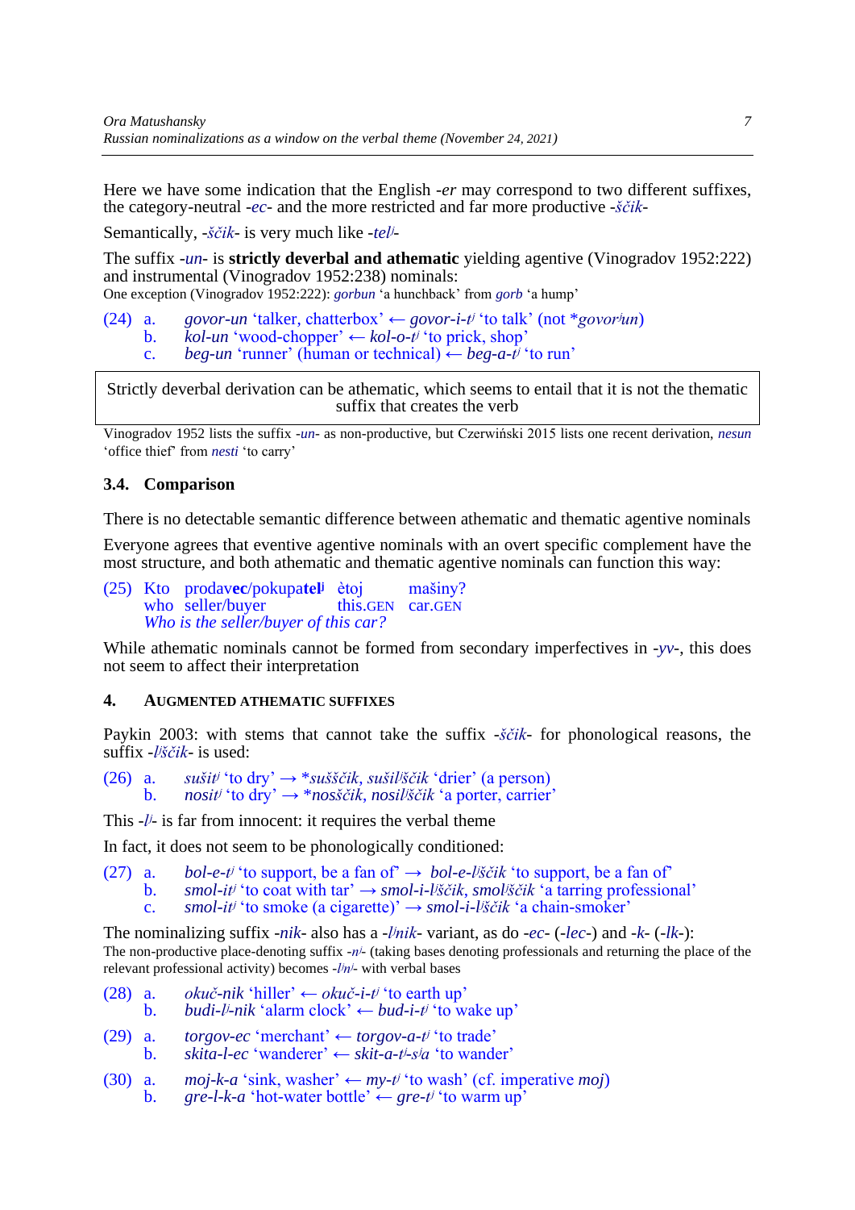Here we have some indication that the English *-er* may correspond to two different suffixes, the category-neutral *-ec-* and the more restricted and far more productive *-ščik-*

Semantically, *-ščik-* is very much like *-tel^j-*

The suffix *-un-* is **strictly deverbal and athematic** yielding agentive (Vinogradov 1952:222) and instrumental (Vinogradov 1952:238) nominals:
One exception (Vinogradov 1952:222): *gorbun* 'a hunchback' from *gorb* 'a hump'

(24) a. *govor-un* 'talker, chatterbox' ← *govor-i-t^j* 'to talk' (not *\*govor^jun*)
b. *kol-un* 'wood-chopper' ← *kol-o-t^j* 'to prick, shop'
c. *beg-un* 'runner' (human or technical) ← *beg-a-t^j* 'to run'

> Strictly deverbal derivation can be athematic, which seems to entail that it is not the thematic suffix that creates the verb

Vinogradov 1952 lists the suffix *-un-* as non-productive, but Czerwiński 2015 lists one recent derivation, *nesun* 'office thief' from *nesti* 'to carry'

### 3.4. Comparison

There is no detectable semantic difference between athematic and thematic agentive nominals

Everyone agrees that eventive agentive nominals with an overt specific complement have the most structure, and both athematic and thematic agentive nominals can function this way:

(25) Kto prodav**ec**/pokupa**tel^j** ètoj mašiny?
who seller/buyer this.GEN car.GEN
*Who is the seller/buyer of this car?*

While athematic nominals cannot be formed from secondary imperfectives in *-yv-*, this does not seem to affect their interpretation

## 4. Augmented athematic suffixes

Paykin 2003: with stems that cannot take the suffix *-ščik-* for phonological reasons, the suffix *-l^jščik-* is used:

(26) a. *sušit^j* 'to dry' → *\*suššč ik, sušil^jščik* 'drier' (a person)
b. *nosit^j* 'to dry' → *\*nosščik, nosil^jščik* 'a porter, carrier'

This *-l^j-* is far from innocent: it requires the verbal theme

In fact, it does not seem to be phonologically conditioned:

(27) a. *bol-e-t^j* 'to support, be a fan of' → *bol-e-l^jščik* 'to support, be a fan of'
b. *smol-it^j* 'to coat with tar' → *smol-i-l^jščik, smol^jščik* 'a tarring professional'
c. *smol-it^j* 'to smoke (a cigarette)' → *smol-i-l^jščik* 'a chain-smoker'

The nominalizing suffix *-nik-* also has a *-l^jnik-* variant, as do *-ec-* (*-lec-*) and *-k-* (*-lk-*):
The non-productive place-denoting suffix *-n^j-* (taking bases denoting professionals and returning the place of the relevant professional activity) becomes *-l^jn^j-* with verbal bases

(28) a. *okuč-nik* 'hiller' ← *okuč-i-t^j* 'to earth up'
b. *budi-l^j-nik* 'alarm clock' ← *bud-i-t^j* 'to wake up'

(29) a. *torgov-ec* 'merchant' ← *torgov-a-t^j* 'to trade'
b. *skita-l-ec* 'wanderer' ← *skit-a-t^j-s^ja* 'to wander'

(30) a. *moj-k-a* 'sink, washer' ← *my-t^j* 'to wash' (cf. imperative *moj*)
b. *gre-l-k-a* 'hot-water bottle' ← *gre-t^j* 'to warm up'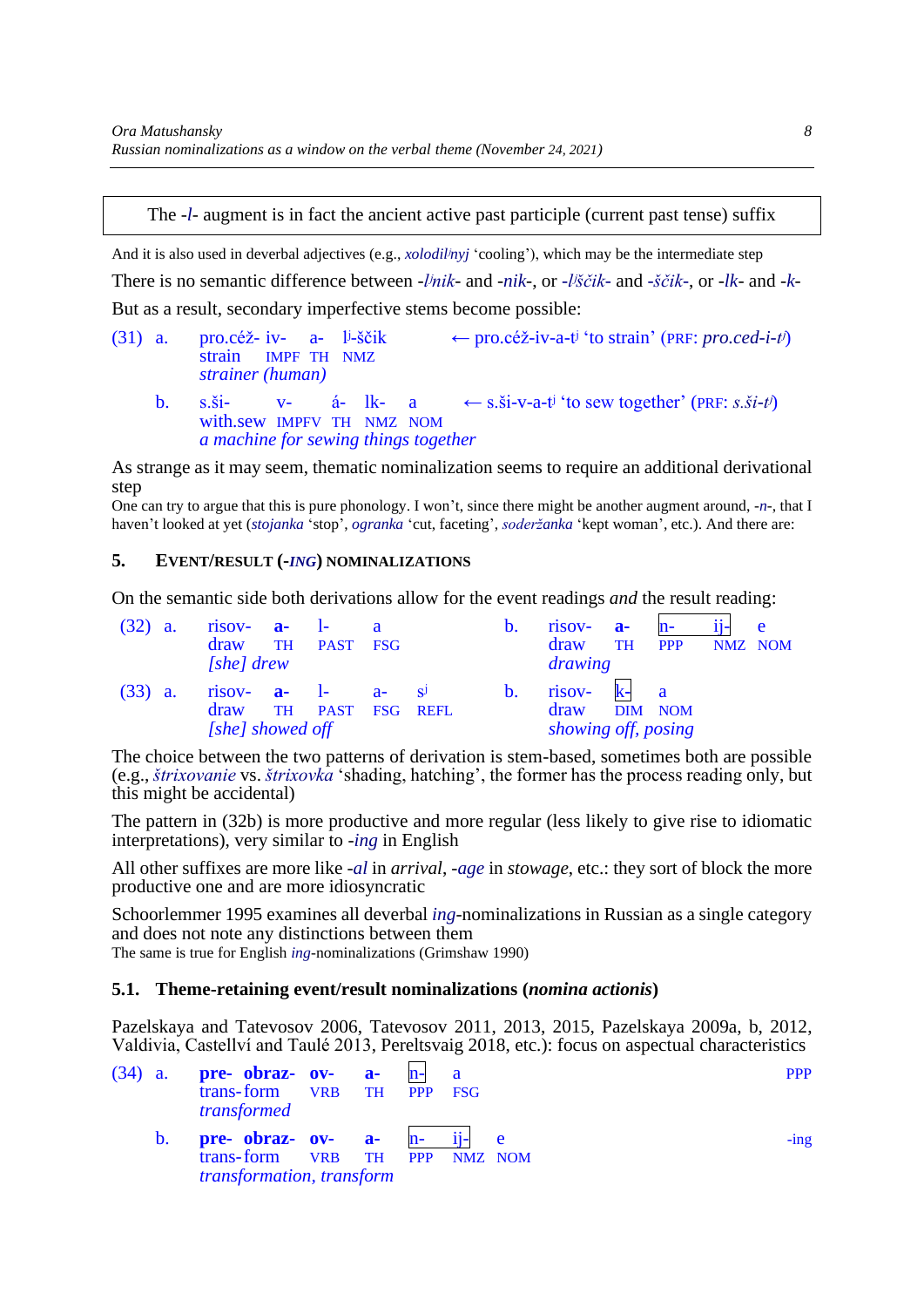The -*l*- augment is in fact the ancient active past participle (current past tense) suffix

And it is also used in deverbal adjectives (e.g., *xolodil^j nyj* 'cooling'), which may be the intermediate step

There is no semantic difference between -*l^j nik*- and -*nik*-, or -*l^j ščik*- and -*ščik*-, or -*lk*- and -*k*-

But as a result, secondary imperfective stems become possible:

(31) a. pro.céž- iv- a- l^j-ščik ← pro.céž-iv-a-t^j 'to strain' (PRF: *pro.ced-i-t^j*)
strain IMPF TH NMZ
*strainer (human)*

b. s.ši- v- á- lk- a ← s.ši-v-a-t^j 'to sew together' (PRF: *s.ši-t^j*)
with.sew IMPFV TH NMZ NOM
*a machine for sewing things together*

As strange as it may seem, thematic nominalization seems to require an additional derivational step

One can try to argue that this is pure phonology. I won't, since there might be another augment around, -*n*-, that I haven't looked at yet (*stojanka* 'stop', *ogranka* 'cut, faceting', *soderžanka* 'kept woman', etc.). And there are:

## 5. Event/result (-*ing*) nominalizations

On the semantic side both derivations allow for the event readings *and* the result reading:

(32) a. risov- **a-** l- a
draw TH PAST FSG
*[she] drew*

b. risov- **a-** [n- ij-] e
draw TH PPP NMZ NOM
*drawing*

(33) a. risov- **a-** l- a- s^j
draw TH PAST FSG REFL
*[she] showed off*

b. risov- [k-] a
draw DIM NOM
*showing off, posing*

The choice between the two patterns of derivation is stem-based, sometimes both are possible (e.g., *štrixovanie* vs. *štrixovka* 'shading, hatching', the former has the process reading only, but this might be accidental)

The pattern in (32b) is more productive and more regular (less likely to give rise to idiomatic interpretations), very similar to -*ing* in English

All other suffixes are more like -*al* in *arrival*, -*age* in *stowage*, etc.: they sort of block the more productive one and are more idiosyncratic

Schoorlemmer 1995 examines all deverbal *ing*-nominalizations in Russian as a single category and does not note any distinctions between them

The same is true for English *ing*-nominalizations (Grimshaw 1990)

### 5.1. Theme-retaining event/result nominalizations (*nomina actionis*)

Pazelskaya and Tatevosov 2006, Tatevosov 2011, 2013, 2015, Pazelskaya 2009a, b, 2012, Valdivia, Castellví and Taulé 2013, Pereltsvaig 2018, etc.): focus on aspectual characteristics

(34) a. **pre- obraz- ov- a-** [n-] a PPP
trans- form VRB TH PPP FSG
*transformed*

b. **pre- obraz- ov- a-** [n- ij-] e -ing
trans- form VRB TH PPP NMZ NOM
*transformation, transform*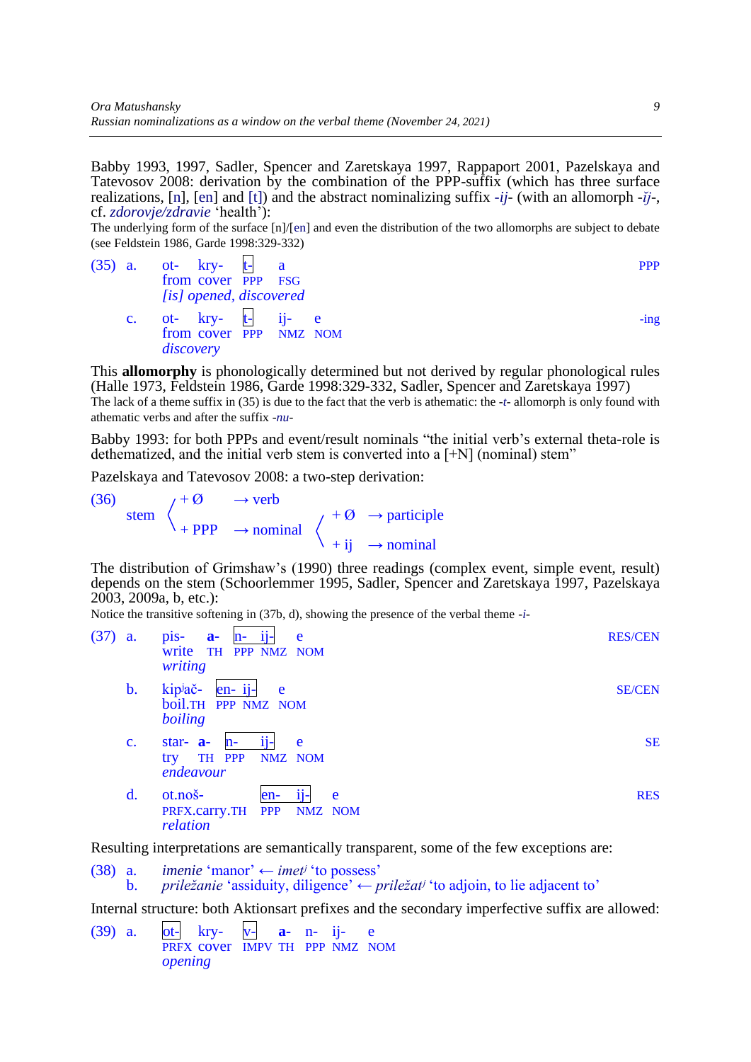Babby 1993, 1997, Sadler, Spencer and Zaretskaya 1997, Rappaport 2001, Pazelskaya and Tatevosov 2008: derivation by the combination of the PPP-suffix (which has three surface realizations, [n], [en] and [t]) and the abstract nominalizing suffix *-ij-* (with an allomorph *-ĭj-*, cf. *zdorovje/zdravie* 'health'):

The underlying form of the surface [n]/[en] and even the distribution of the two allomorphs are subject to debate (see Feldstein 1986, Garde 1998:329-332)

(35) a. ot- kry- t- a — PPP
from cover PPP FSG
*[is] opened, discovered*

c. ot- kry- t- ij- e — -ing
from cover PPP NMZ NOM
*discovery*

This **allomorphy** is phonologically determined but not derived by regular phonological rules (Halle 1973, Feldstein 1986, Garde 1998:329-332, Sadler, Spencer and Zaretskaya 1997)

The lack of a theme suffix in (35) is due to the fact that the verb is athematic: the *-t-* allomorph is only found with athematic verbs and after the suffix *-nu-*

Babby 1993: for both PPPs and event/result nominals "the initial verb's external theta-role is dethematized, and the initial verb stem is converted into a [+N] (nominal) stem"

Pazelskaya and Tatevosov 2008: a two-step derivation:

(36) stem
- + Ø → verb
- + PPP → nominal
  - + Ø → participle
  - + ij → nominal

The distribution of Grimshaw's (1990) three readings (complex event, simple event, result) depends on the stem (Schoorlemmer 1995, Sadler, Spencer and Zaretskaya 1997, Pazelskaya 2003, 2009a, b, etc.):

Notice the transitive softening in (37b, d), showing the presence of the verbal theme *-i-*

(37) a. pis- **a-** n- ij- e — RES/CEN
write TH PPP NMZ NOM
*writing*

b. kip^j ač- en- ij- e — SE/CEN
boil.TH PPP NMZ NOM
*boiling*

c. star- **a-** n- ij- e — SE
try TH PPP NMZ NOM
*endeavour*

d. ot.noš- en- ij- e — RES
PRFX.carry.TH PPP NMZ NOM
*relation*

Resulting interpretations are semantically transparent, some of the few exceptions are:

(38) a. *imenie* 'manor' ← *imet^j* 'to possess'
b. *priležanie* 'assiduity, diligence' ← *priležat^j* 'to adjoin, to lie adjacent to'

Internal structure: both Aktionsart prefixes and the secondary imperfective suffix are allowed:

(39) a. ot- kry- v- **a-** n- ij- e
PRFX cover IMPV TH PPP NMZ NOM
*opening*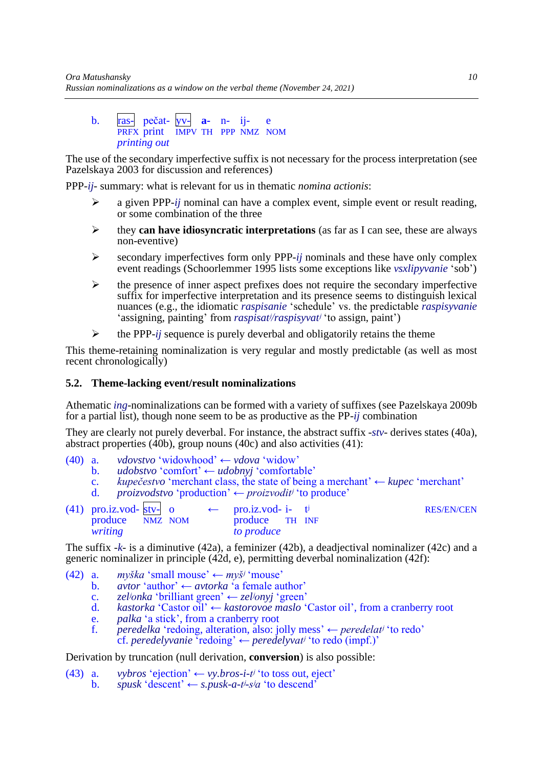b. ras- pečat- yv- **a-** n- ij- e
PRFX print IMPV TH PPP NMZ NOM
*printing out*

The use of the secondary imperfective suffix is not necessary for the process interpretation (see Pazelskaya 2003 for discussion and references)

PPP-*ij*- summary: what is relevant for us in thematic *nomina actionis*:

- a given PPP-*ij* nominal can have a complex event, simple event or result reading, or some combination of the three
- they **can have idiosyncratic interpretations** (as far as I can see, these are always non-eventive)
- secondary imperfectives form only PPP-*ij* nominals and these have only complex event readings (Schoorlemmer 1995 lists some exceptions like *vsxlipyvanie* 'sob')
- the presence of inner aspect prefixes does not require the secondary imperfective suffix for imperfective interpretation and its presence seems to distinguish lexical nuances (e.g., the idiomatic *raspisanie* 'schedule' vs. the predictable *raspisyvanie* 'assigning, painting' from *raspisat^j/raspisyvat^j* 'to assign, paint')
- the PPP-*ij* sequence is purely deverbal and obligatorily retains the theme

This theme-retaining nominalization is very regular and mostly predictable (as well as most recent chronologically)

## 5.2. Theme-lacking event/result nominalizations

Athematic *ing*-nominalizations can be formed with a variety of suffixes (see Pazelskaya 2009b for a partial list), though none seem to be as productive as the PP-*ij* combination

They are clearly not purely deverbal. For instance, the abstract suffix -*stv*- derives states (40a), abstract properties (40b), group nouns (40c) and also activities (41):

(40) a. *vdovstvo* 'widowhood' ← *vdova* 'widow'
b. *udobstvo* 'comfort' ← *udobnyj* 'comfortable'
c. *kupečestvo* 'merchant class, the state of being a merchant' ← *kupec* 'merchant'
d. *proizvodstvo* 'production' ← *proizvodit^j* 'to produce'

(41) pro.iz.vod- stv- o ← pro.iz.vod- i- t^j RES/EN/CEN
produce NMZ NOM produce TH INF
*writing* *to produce*

The suffix -*k*- is a diminutive (42a), a feminizer (42b), a deadjectival nominalizer (42c) and a generic nominalizer in principle (42d, e), permitting deverbal nominalization (42f):

(42) a. *myška* 'small mouse' ← *myš^j* 'mouse'
b. *avtor* 'author' ← *avtorka* 'a female author'
c. *zel^jonka* 'brilliant green' ← *zel^jonyj* 'green'
d. *kastorka* 'Castor oil' ← *kastorovoe maslo* 'Castor oil', from a cranberry root
e. *palka* 'a stick', from a cranberry root
f. *peredelka* 'redoing, alteration, also: jolly mess' ← *peredelat^j* 'to redo'
cf. *peredelyvanie* 'redoing' ← *peredelyvat^j* 'to redo (impf.)'

Derivation by truncation (null derivation, **conversion**) is also possible:

(43) a. *vybros* 'ejection' ← *vy.bros-i-t^j* 'to toss out, eject'
b. *spusk* 'descent' ← *s.pusk-a-t^j-s^ja* 'to descend'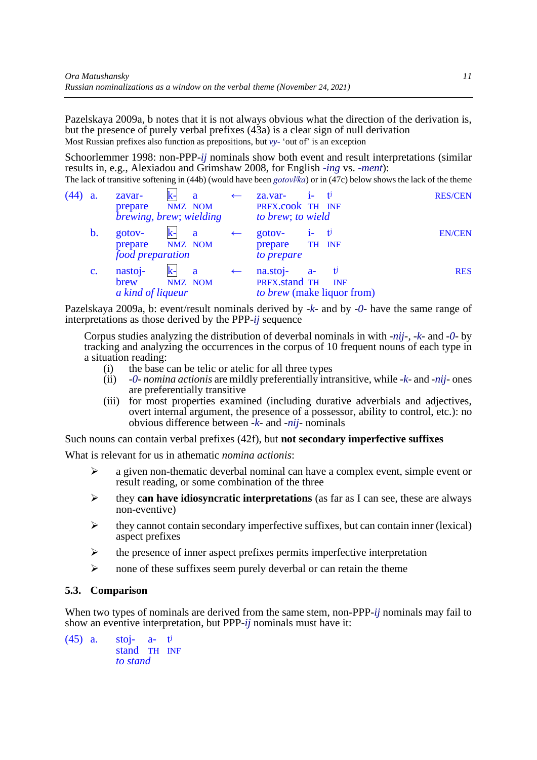Pazelskaya 2009a, b notes that it is not always obvious what the direction of the derivation is, but the presence of purely verbal prefixes (43a) is a clear sign of null derivation

Most Russian prefixes also function as prepositions, but *vy-* 'out of' is an exception

Schoorlemmer 1998: non-PPP-*ij* nominals show both event and result interpretations (similar results in, e.g., Alexiadou and Grimshaw 2008, for English *-ing* vs. *-ment*):

The lack of transitive softening in (44b) (would have been *gotovl/ka*) or in (47c) below shows the lack of the theme

(44) a. zavar- k- a ← za.var- i- tʲ — RES/CEN
 prepare NMZ NOM — PRFX.cook TH INF
 *brewing, brew; wielding* — *to brew; to wield*

b. gotov- k- a ← gotov- i- tʲ — EN/CEN
 prepare NMZ NOM — prepare TH INF
 *food preparation* — *to prepare*

c. nastoj- k- a ← na.stoj- a- tʲ — RES
 brew NMZ NOM — PRFX.stand TH INF
 *a kind of liqueur* — *to brew* (make liquor from)

Pazelskaya 2009a, b: event/result nominals derived by -*k*- and by -*0*- have the same range of interpretations as those derived by the PPP-*ij* sequence

> Corpus studies analyzing the distribution of deverbal nominals in with -*nij*-, -*k*- and -*0*- by tracking and analyzing the occurrences in the corpus of 10 frequent nouns of each type in a situation reading:
>
> (i) the base can be telic or atelic for all three types
>
> (ii) -*0*- *nomina actionis* are mildly preferentially intransitive, while -*k*- and -*nij*- ones are preferentially transitive
>
> (iii) for most properties examined (including durative adverbials and adjectives, overt internal argument, the presence of a possessor, ability to control, etc.): no obvious difference between -*k*- and -*nij*- nominals

Such nouns can contain verbal prefixes (42f), but **not secondary imperfective suffixes**

What is relevant for us in athematic *nomina actionis*:

- a given non-thematic deverbal nominal can have a complex event, simple event or result reading, or some combination of the three
- they **can have idiosyncratic interpretations** (as far as I can see, these are always non-eventive)
- they cannot contain secondary imperfective suffixes, but can contain inner (lexical) aspect prefixes
- the presence of inner aspect prefixes permits imperfective interpretation
- none of these suffixes seem purely deverbal or can retain the theme

### 5.3. Comparison

When two types of nominals are derived from the same stem, non-PPP-*ij* nominals may fail to show an eventive interpretation, but PPP-*ij* nominals must have it:

(45) a. stoj- a- tʲ
 stand TH INF
 *to stand*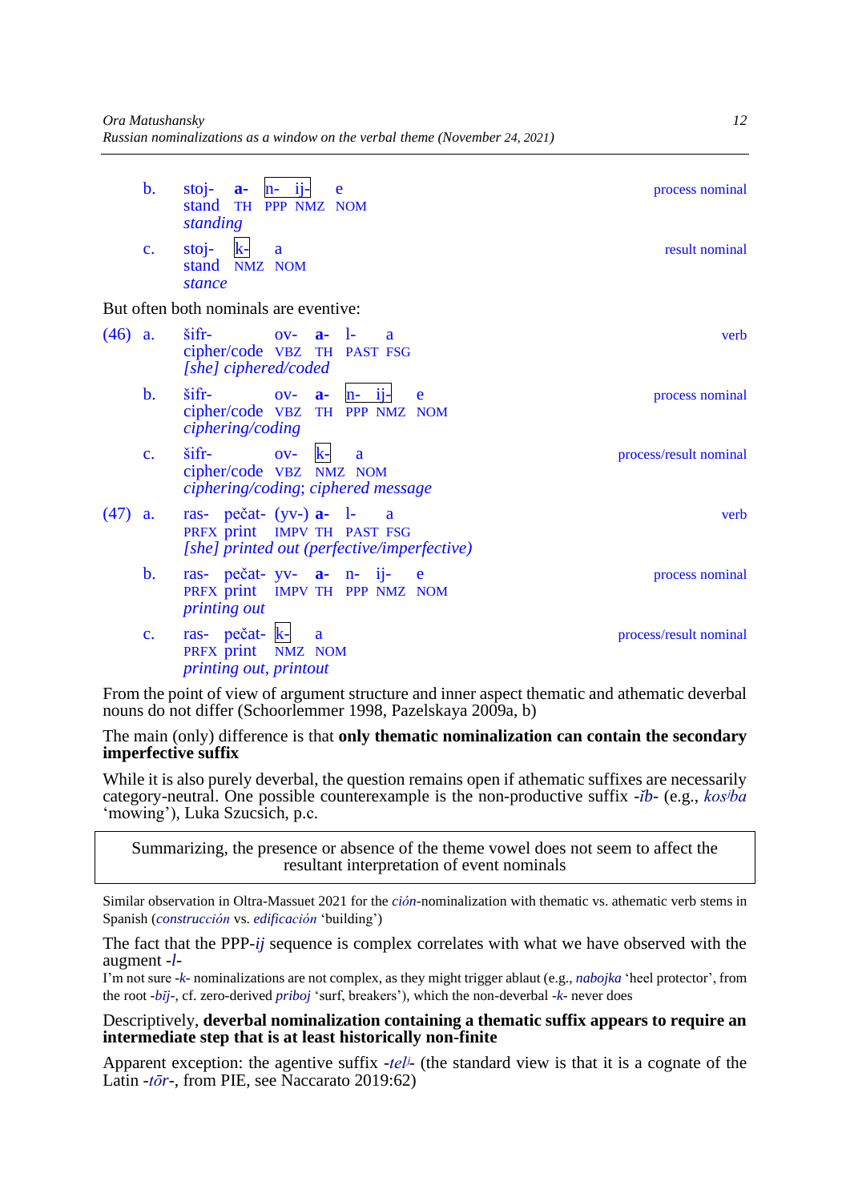b. stoj- **a-** n- ij- e — *process nominal*
stand TH PPP NMZ NOM
*standing*

c. stoj- k- a — *result nominal*
stand NMZ NOM
*stance*

But often both nominals are eventive:

(46) a. šifr- ov- **a-** l- a — *verb*
cipher/code VBZ TH PAST FSG
*[she] ciphered/coded*

b. šifr- ov- **a-** n- ij- e — *process nominal*
cipher/code VBZ TH PPP NMZ NOM
*ciphering/coding*

c. šifr- ov- k- a — *process/result nominal*
cipher/code VBZ NMZ NOM
*ciphering/coding*; *ciphered message*

(47) a. ras- pečat- (yv-) **a-** l- a — *verb*
PRFX print IMPV TH PAST FSG
*[she] printed out (perfective/imperfective)*

b. ras- pečat- yv- **a-** n- ij- e — *process nominal*
PRFX print IMPV TH PPP NMZ NOM
*printing out*

c. ras- pečat- k- a — *process/result nominal*
PRFX print NMZ NOM
*printing out, printout*

From the point of view of argument structure and inner aspect thematic and athematic deverbal nouns do not differ (Schoorlemmer 1998, Pazelskaya 2009a, b)

The main (only) difference is that **only thematic nominalization can contain the secondary imperfective suffix**

While it is also purely deverbal, the question remains open if athematic suffixes are necessarily category-neutral. One possible counterexample is the non-productive suffix *-ĭb-* (e.g., *kos^j ba* 'mowing'), Luka Szucsich, p.c.

> Summarizing, the presence or absence of the theme vowel does not seem to affect the resultant interpretation of event nominals

Similar observation in Oltra-Massuet 2021 for the *ción*-nominalization with thematic vs. athematic verb stems in Spanish (*construcción* vs. *edificación* 'building')

The fact that the PPP-*ij* sequence is complex correlates with what we have observed with the augment *-l-*

I'm not sure *-k-* nominalizations are not complex, as they might trigger ablaut (e.g., *nabojka* 'heel protector', from the root *-bĭj-*, cf. zero-derived *priboj* 'surf, breakers'), which the non-deverbal *-k-* never does

Descriptively, **deverbal nominalization containing a thematic suffix appears to require an intermediate step that is at least historically non-finite**

Apparent exception: the agentive suffix *-tel^j-* (the standard view is that it is a cognate of the Latin *-tōr-*, from PIE, see Naccarato 2019:62)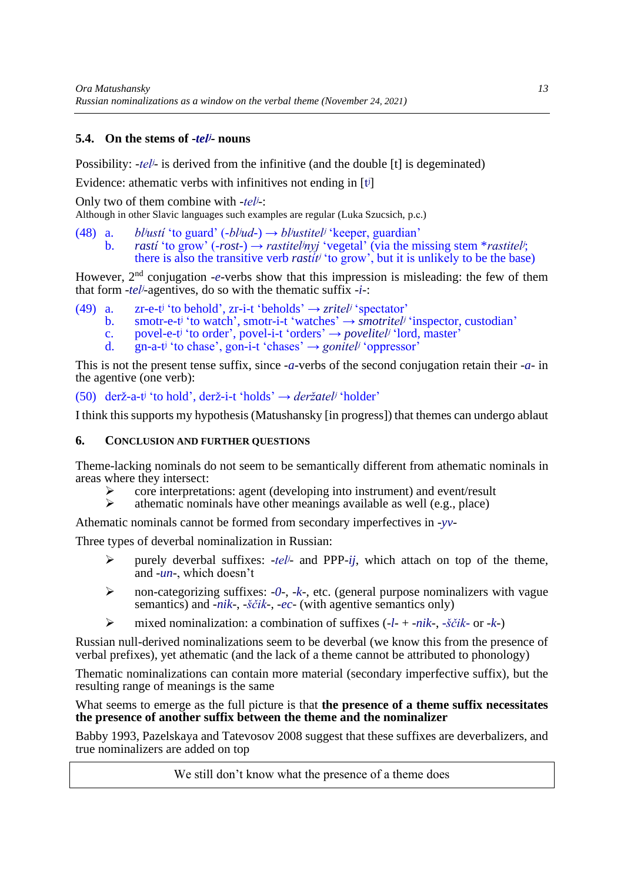### 5.4. On the stems of *-tel^j^*- nouns

Possibility: *-tel^j^*- is derived from the infinitive (and the double [t] is degeminated)

Evidence: athematic verbs with infinitives not ending in [t^j^]

Only two of them combine with *-tel^j^*-:
Although in other Slavic languages such examples are regular (Luka Szucsich, p.c.)

(48) a. *bl^j^ustí* 'to guard' (*-bl^j^ud-*) → *bl^j^ustitel^j^* 'keeper, guardian'
 b. *rastí* 'to grow' (*-rost-*) → *rastitel^j^nyj* 'vegetal' (via the missing stem \**rastitel^j^*; there is also the transitive verb *rastit^j^* 'to grow', but it is unlikely to be the base)

However, 2nd conjugation *-e*-verbs show that this impression is misleading: the few of them that form *-tel^j^*-agentives, do so with the thematic suffix *-i-*:

(49) a. zr-e-t^j^ 'to behold', zr-i-t 'beholds' → *zritel^j^* 'spectator'
 b. smotr-e-t^j^ 'to watch', smotr-i-t 'watches' → *smotritel^j^* 'inspector, custodian'
 c. povel-e-t^j^ 'to order', povel-i-t 'orders' → *povelitel^j^* 'lord, master'
 d. gn-a-t^j^ 'to chase', gon-i-t 'chases' → *gonitel^j^* 'oppressor'

This is not the present tense suffix, since *-a*-verbs of the second conjugation retain their *-a-* in the agentive (one verb):

(50) derž-a-t^j^ 'to hold', derž-i-t 'holds' → *deržatel^j^* 'holder'

I think this supports my hypothesis (Matushansky [in progress]) that themes can undergo ablaut

## 6. Conclusion and further questions

Theme-lacking nominals do not seem to be semantically different from athematic nominals in areas where they intersect:

- core interpretations: agent (developing into instrument) and event/result
- athematic nominals have other meanings available as well (e.g., place)

Athematic nominals cannot be formed from secondary imperfectives in *-yv-*

Three types of deverbal nominalization in Russian:

- purely deverbal suffixes: *-tel^j^*- and PPP-*ij*, which attach on top of the theme, and *-un-*, which doesn't
- non-categorizing suffixes: *-0-*, *-k-*, etc. (general purpose nominalizers with vague semantics) and *-nik-*, *-ščik-*, *-ec-* (with agentive semantics only)
- mixed nominalization: a combination of suffixes (*-l-* + *-nik-*, *-ščik-* or *-k-*)

Russian null-derived nominalizations seem to be deverbal (we know this from the presence of verbal prefixes), yet athematic (and the lack of a theme cannot be attributed to phonology)

Thematic nominalizations can contain more material (secondary imperfective suffix), but the resulting range of meanings is the same

What seems to emerge as the full picture is that **the presence of a theme suffix necessitates the presence of another suffix between the theme and the nominalizer**

Babby 1993, Pazelskaya and Tatevosov 2008 suggest that these suffixes are deverbalizers, and true nominalizers are added on top

| We still don't know what the presence of a theme does |
|---|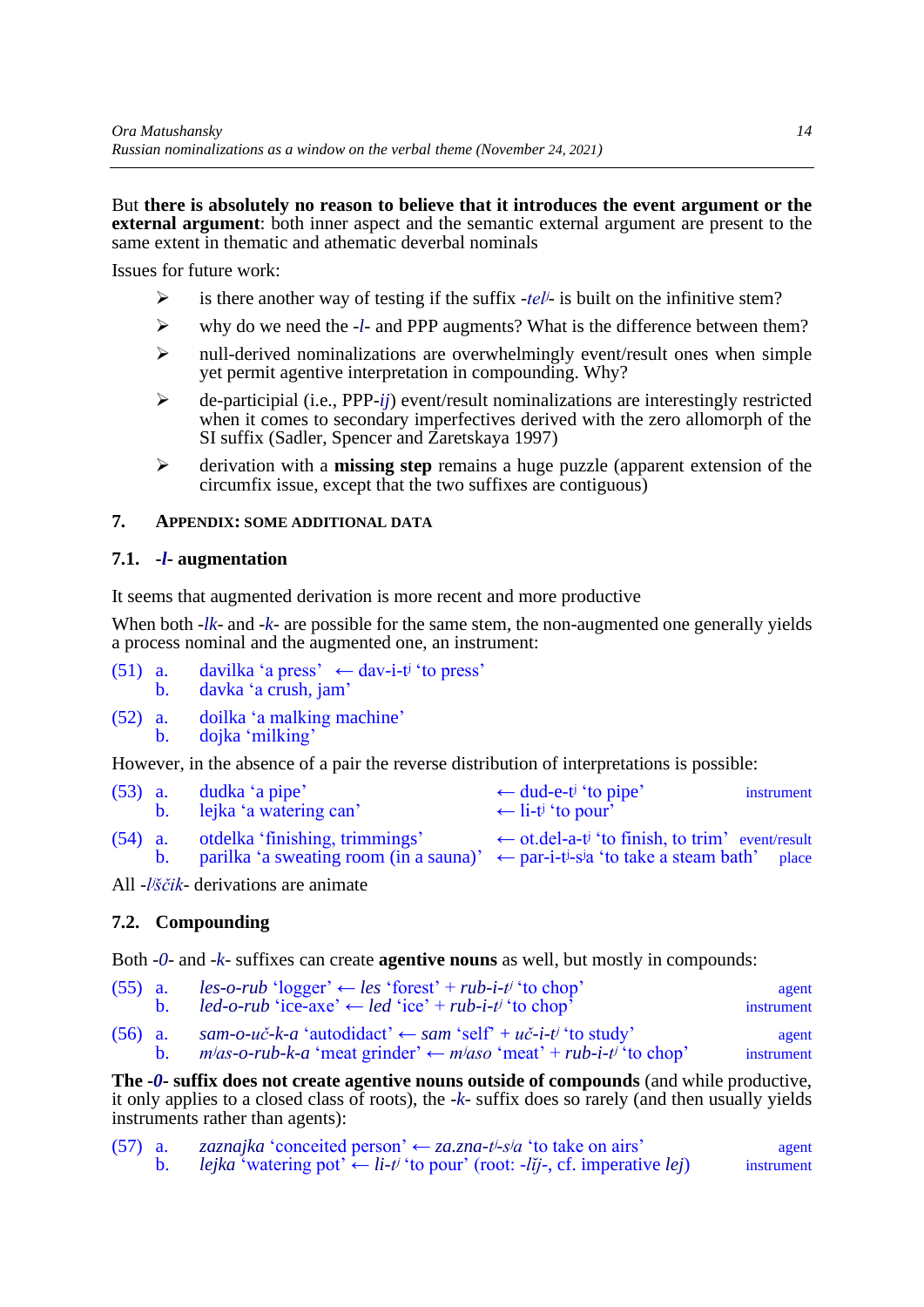But **there is absolutely no reason to believe that it introduces the event argument or the external argument**: both inner aspect and the semantic external argument are present to the same extent in thematic and athematic deverbal nominals

Issues for future work:

- is there another way of testing if the suffix -*tel*ʲ- is built on the infinitive stem?
- why do we need the -*l*- and PPP augments? What is the difference between them?
- null-derived nominalizations are overwhelmingly event/result ones when simple yet permit agentive interpretation in compounding. Why?
- de-participial (i.e., PPP-*ij*) event/result nominalizations are interestingly restricted when it comes to secondary imperfectives derived with the zero allomorph of the SI suffix (Sadler, Spencer and Zaretskaya 1997)
- derivation with a **missing step** remains a huge puzzle (apparent extension of the circumfix issue, except that the two suffixes are contiguous)

## 7. APPENDIX: SOME ADDITIONAL DATA

### 7.1. -*l*- augmentation

It seems that augmented derivation is more recent and more productive

When both -*lk*- and -*k*- are possible for the same stem, the non-augmented one generally yields a process nominal and the augmented one, an instrument:

(51) a. davilka 'a press' ← dav-i-tʲ 'to press'
 b. davka 'a crush, jam'

(52) a. doilka 'a malking machine'
 b. dojka 'milking'

However, in the absence of a pair the reverse distribution of interpretations is possible:

(53) a. dudka 'a pipe' ← dud-e-tʲ 'to pipe' — instrument
 b. lejka 'a watering can' ← li-tʲ 'to pour'

(54) a. otdelka 'finishing, trimmings' ← ot.del-a-tʲ 'to finish, to trim' — event/result
 b. parilka 'a sweating room (in a sauna)' ← par-i-tʲ-sʲa 'to take a steam bath' — place

All -*l*ʲ*ščik*- derivations are animate

### 7.2. Compounding

Both -*0*- and -*k*- suffixes can create **agentive nouns** as well, but mostly in compounds:

(55) a. *les-o-rub* 'logger' ← *les* 'forest' + *rub-i-t*ʲ 'to chop' — agent
 b. *led-o-rub* 'ice-axe' ← *led* 'ice' + *rub-i-t*ʲ 'to chop' — instrument

(56) a. *sam-o-uč-k-a* 'autodidact' ← *sam* 'self' + *uč-i-t*ʲ 'to study' — agent
 b. *m*ʲ*as-o-rub-k-a* 'meat grinder' ← *m*ʲ*aso* 'meat' + *rub-i-t*ʲ 'to chop' — instrument

**The -*0*- suffix does not create agentive nouns outside of compounds** (and while productive, it only applies to a closed class of roots), the -*k*- suffix does so rarely (and then usually yields instruments rather than agents):

(57) a. *zaznajka* 'conceited person' ← *za.zna-t*ʲ*-s*ʲ*a* 'to take on airs' — agent
 b. *lejka* 'watering pot' ← *li-t*ʲ 'to pour' (root: -*lĭj*-, cf. imperative *lej*) — instrument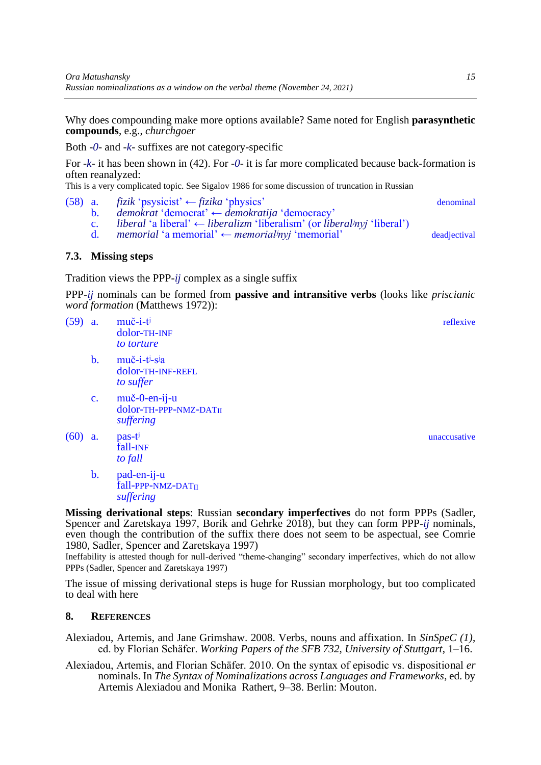Why does compounding make more options available? Same noted for English **parasynthetic compounds**, e.g., *churchgoer*

Both -*0*- and -*k*- suffixes are not category-specific

For -*k*- it has been shown in (42). For -*0*- it is far more complicated because back-formation is often reanalyzed:

This is a very complicated topic. See Sigalov 1986 for some discussion of truncation in Russian

(58) a. *fizik* 'psysicist' ← *fizika* 'physics' — denominal
b. *demokrat* 'democrat' ← *demokratija* 'democracy'
c. *liberal* 'a liberal' ← *liberalizm* 'liberalism' (or *liberal$^j$nyj* 'liberal')
d. *memorial* 'a memorial' ← *memorial$^j$nyj* 'memorial' — deadjectival

### 7.3. Missing steps

Tradition views the PPP-*ij* complex as a single suffix

PPP-*ij* nominals can be formed from **passive and intransitive verbs** (looks like *priscianic word formation* (Matthews 1972)):

(59) a. muč-i-t$^j$ — reflexive
dolor-TH-INF
*to torture*

b. muč-i-t$^j$-s$^j$a
dolor-TH-INF-REFL
*to suffer*

c. muč-0-en-ij-u
dolor-TH-PPP-NMZ-DAT$_{II}$
*suffering*

(60) a. pas-t$^j$ — unaccusative
fall-INF
*to fall*

b. pad-en-ij-u
fall-PPP-NMZ-DAT$_{II}$
*suffering*

**Missing derivational steps**: Russian **secondary imperfectives** do not form PPPs (Sadler, Spencer and Zaretskaya 1997, Borik and Gehrke 2018), but they can form PPP-*ij* nominals, even though the contribution of the suffix there does not seem to be aspectual, see Comrie 1980, Sadler, Spencer and Zaretskaya 1997)

Ineffability is attested though for null-derived "theme-changing" secondary imperfectives, which do not allow PPPs (Sadler, Spencer and Zaretskaya 1997)

The issue of missing derivational steps is huge for Russian morphology, but too complicated to deal with here

## 8. References

Alexiadou, Artemis, and Jane Grimshaw. 2008. Verbs, nouns and affixation. In *SinSpeC (1)*, ed. by Florian Schäfer. *Working Papers of the SFB 732, University of Stuttgart*, 1–16.

Alexiadou, Artemis, and Florian Schäfer. 2010. On the syntax of episodic vs. dispositional *er* nominals. In *The Syntax of Nominalizations across Languages and Frameworks*, ed. by Artemis Alexiadou and Monika Rathert, 9–38. Berlin: Mouton.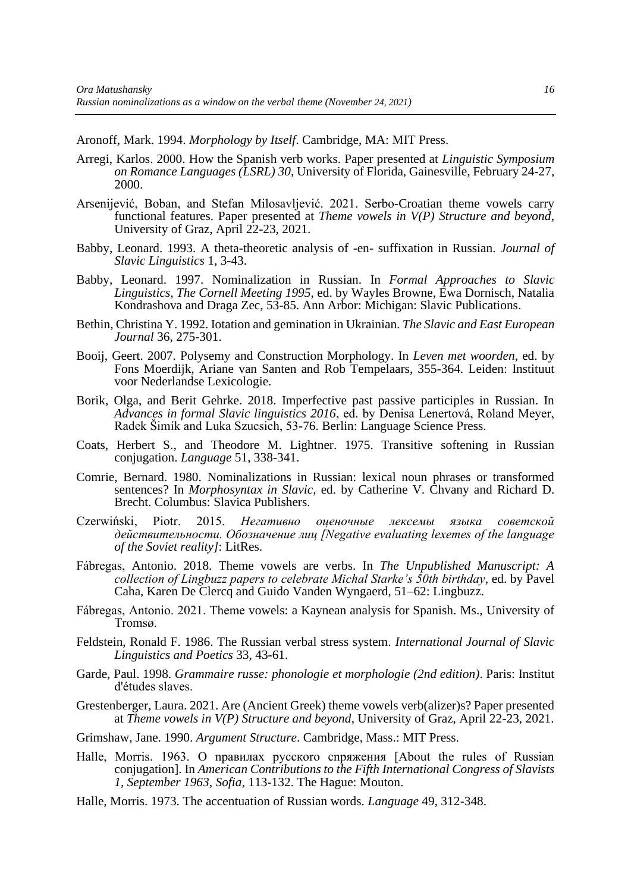Aronoff, Mark. 1994. *Morphology by Itself*. Cambridge, MA: MIT Press.

Arregi, Karlos. 2000. How the Spanish verb works. Paper presented at *Linguistic Symposium on Romance Languages (LSRL) 30*, University of Florida, Gainesville, February 24-27, 2000.

Arsenijević, Boban, and Stefan Milosavljević. 2021. Serbo-Croatian theme vowels carry functional features. Paper presented at *Theme vowels in V(P) Structure and beyond*, University of Graz, April 22-23, 2021.

Babby, Leonard. 1993. A theta-theoretic analysis of -en- suffixation in Russian. *Journal of Slavic Linguistics* 1, 3-43.

Babby, Leonard. 1997. Nominalization in Russian. In *Formal Approaches to Slavic Linguistics, The Cornell Meeting 1995*, ed. by Wayles Browne, Ewa Dornisch, Natalia Kondrashova and Draga Zec, 53-85. Ann Arbor: Michigan: Slavic Publications.

Bethin, Christina Y. 1992. Iotation and gemination in Ukrainian. *The Slavic and East European Journal* 36, 275-301.

Booij, Geert. 2007. Polysemy and Construction Morphology. In *Leven met woorden*, ed. by Fons Moerdijk, Ariane van Santen and Rob Tempelaars, 355-364. Leiden: Instituut voor Nederlandse Lexicologie.

Borik, Olga, and Berit Gehrke. 2018. Imperfective past passive participles in Russian. In *Advances in formal Slavic linguistics 2016*, ed. by Denisa Lenertová, Roland Meyer, Radek Šimík and Luka Szucsich, 53-76. Berlin: Language Science Press.

Coats, Herbert S., and Theodore M. Lightner. 1975. Transitive softening in Russian conjugation. *Language* 51, 338-341.

Comrie, Bernard. 1980. Nominalizations in Russian: lexical noun phrases or transformed sentences? In *Morphosyntax in Slavic*, ed. by Catherine V. Chvany and Richard D. Brecht. Columbus: Slavica Publishers.

Czerwiński, Piotr. 2015. *Негативно оценочные лексемы языка советской действительности. Обозначение лиц [Negative evaluating lexemes of the language of the Soviet reality]*: LitRes.

Fábregas, Antonio. 2018. Theme vowels are verbs. In *The Unpublished Manuscript: A collection of Lingbuzz papers to celebrate Michal Starke's 50th birthday*, ed. by Pavel Caha, Karen De Clercq and Guido Vanden Wyngaerd, 51–62: Lingbuzz.

Fábregas, Antonio. 2021. Theme vowels: a Kaynean analysis for Spanish. Ms., University of Tromsø.

Feldstein, Ronald F. 1986. The Russian verbal stress system. *International Journal of Slavic Linguistics and Poetics* 33, 43-61.

Garde, Paul. 1998. *Grammaire russe: phonologie et morphologie (2nd edition)*. Paris: Institut d'études slaves.

Grestenberger, Laura. 2021. Are (Ancient Greek) theme vowels verb(alizer)s? Paper presented at *Theme vowels in V(P) Structure and beyond*, University of Graz, April 22-23, 2021.

Grimshaw, Jane. 1990. *Argument Structure*. Cambridge, Mass.: MIT Press.

Halle, Morris. 1963. О правилах русского спряжения [About the rules of Russian conjugation]. In *American Contributions to the Fifth International Congress of Slavists 1, September 1963, Sofia*, 113-132. The Hague: Mouton.

Halle, Morris. 1973. The accentuation of Russian words. *Language* 49, 312-348.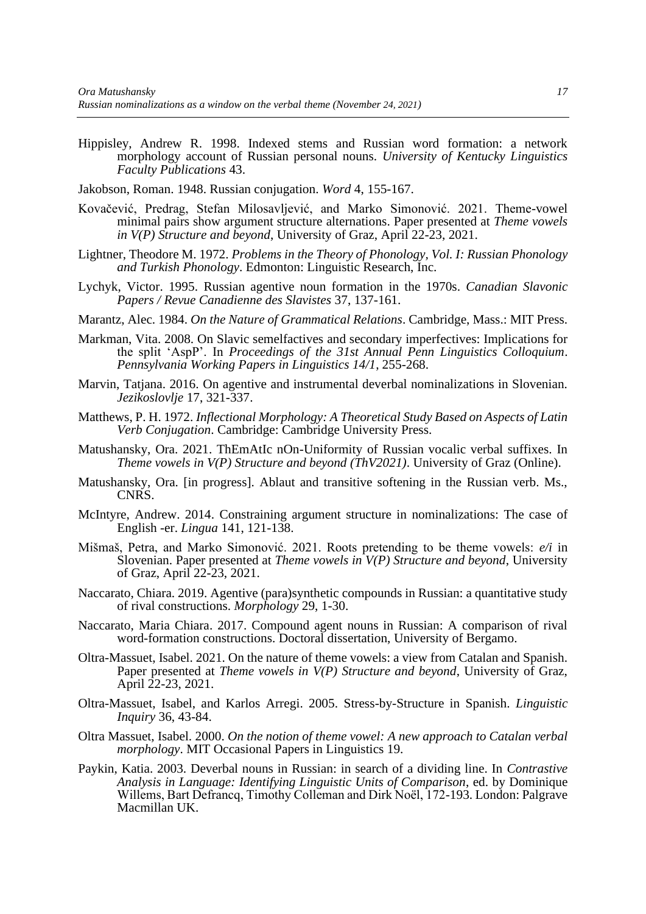Hippisley, Andrew R. 1998. Indexed stems and Russian word formation: a network morphology account of Russian personal nouns. *University of Kentucky Linguistics Faculty Publications* 43.

Jakobson, Roman. 1948. Russian conjugation. *Word* 4, 155-167.

Kovačević, Predrag, Stefan Milosavljević, and Marko Simonović. 2021. Theme-vowel minimal pairs show argument structure alternations. Paper presented at *Theme vowels in V(P) Structure and beyond*, University of Graz, April 22-23, 2021.

Lightner, Theodore M. 1972. *Problems in the Theory of Phonology, Vol. I: Russian Phonology and Turkish Phonology*. Edmonton: Linguistic Research, Inc.

Lychyk, Victor. 1995. Russian agentive noun formation in the 1970s. *Canadian Slavonic Papers / Revue Canadienne des Slavistes* 37, 137-161.

Marantz, Alec. 1984. *On the Nature of Grammatical Relations*. Cambridge, Mass.: MIT Press.

Markman, Vita. 2008. On Slavic semelfactives and secondary imperfectives: Implications for the split 'AspP'. In *Proceedings of the 31st Annual Penn Linguistics Colloquium*. *Pennsylvania Working Papers in Linguistics 14/1*, 255-268.

Marvin, Tatjana. 2016. On agentive and instrumental deverbal nominalizations in Slovenian. *Jezikoslovlje* 17, 321-337.

Matthews, P. H. 1972. *Inflectional Morphology: A Theoretical Study Based on Aspects of Latin Verb Conjugation*. Cambridge: Cambridge University Press.

Matushansky, Ora. 2021. ThEmAtIc nOn-Uniformity of Russian vocalic verbal suffixes. In *Theme vowels in V(P) Structure and beyond (ThV2021)*. University of Graz (Online).

Matushansky, Ora. [in progress]. Ablaut and transitive softening in the Russian verb. Ms., CNRS.

McIntyre, Andrew. 2014. Constraining argument structure in nominalizations: The case of English -er. *Lingua* 141, 121-138.

Mišmaš, Petra, and Marko Simonović. 2021. Roots pretending to be theme vowels: *e/i* in Slovenian. Paper presented at *Theme vowels in V(P) Structure and beyond*, University of Graz, April 22-23, 2021.

Naccarato, Chiara. 2019. Agentive (para)synthetic compounds in Russian: a quantitative study of rival constructions. *Morphology* 29, 1-30.

Naccarato, Maria Chiara. 2017. Compound agent nouns in Russian: A comparison of rival word-formation constructions. Doctoral dissertation, University of Bergamo.

Oltra-Massuet, Isabel. 2021. On the nature of theme vowels: a view from Catalan and Spanish. Paper presented at *Theme vowels in V(P) Structure and beyond*, University of Graz, April 22-23, 2021.

Oltra-Massuet, Isabel, and Karlos Arregi. 2005. Stress-by-Structure in Spanish. *Linguistic Inquiry* 36, 43-84.

Oltra Massuet, Isabel. 2000. *On the notion of theme vowel: A new approach to Catalan verbal morphology*. MIT Occasional Papers in Linguistics 19.

Paykin, Katia. 2003. Deverbal nouns in Russian: in search of a dividing line. In *Contrastive Analysis in Language: Identifying Linguistic Units of Comparison*, ed. by Dominique Willems, Bart Defrancq, Timothy Colleman and Dirk Noël, 172-193. London: Palgrave Macmillan UK.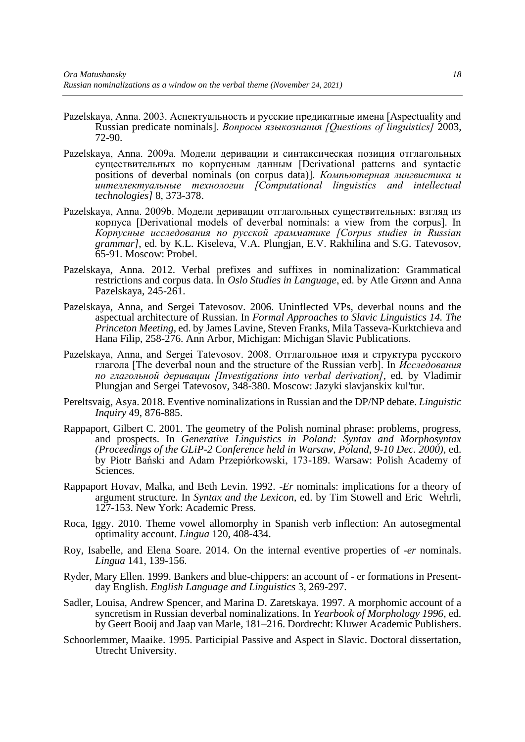Pazelskaya, Anna. 2003. Аспектуальность и русские предикатные имена [Aspectuality and Russian predicate nominals]. *Вопросы языкознания [Questions of linguistics]* 2003, 72-90.

Pazelskaya, Anna. 2009a. Модели деривации и синтаксическая позиция отглагольных существительных по корпусным данным [Derivational patterns and syntactic positions of deverbal nominals (on corpus data)]. *Компьютерная лингвистика и интеллектуальные технологии [Computational linguistics and intellectual technologies]* 8, 373-378.

Pazelskaya, Anna. 2009b. Модели деривации отглагольных существительных: взгляд из корпуса [Derivational models of deverbal nominals: a view from the corpus]. In *Корпусные исследования по русской грамматике [Corpus studies in Russian grammar]*, ed. by K.L. Kiseleva, V.A. Plungjan, E.V. Rakhilina and S.G. Tatevosov, 65-91. Moscow: Probel.

Pazelskaya, Anna. 2012. Verbal prefixes and suffixes in nominalization: Grammatical restrictions and corpus data. In *Oslo Studies in Language*, ed. by Atle Grønn and Anna Pazelskaya, 245-261.

Pazelskaya, Anna, and Sergei Tatevosov. 2006. Uninflected VPs, deverbal nouns and the aspectual architecture of Russian. In *Formal Approaches to Slavic Linguistics 14. The Princeton Meeting*, ed. by James Lavine, Steven Franks, Mila Tasseva-Kurktchieva and Hana Filip, 258-276. Ann Arbor, Michigan: Michigan Slavic Publications.

Pazelskaya, Anna, and Sergei Tatevosov. 2008. Отглагольное имя и структура русского глагола [The deverbal noun and the structure of the Russian verb]. In *Исследования по глагольной деривации [Investigations into verbal derivation]*, ed. by Vladimir Plungjan and Sergei Tatevosov, 348-380. Moscow: Jazyki slavjanskix kul'tur.

Pereltsvaig, Asya. 2018. Eventive nominalizations in Russian and the DP/NP debate. *Linguistic Inquiry* 49, 876-885.

Rappaport, Gilbert C. 2001. The geometry of the Polish nominal phrase: problems, progress, and prospects. In *Generative Linguistics in Poland: Syntax and Morphosyntax (Proceedings of the GLiP-2 Conference held in Warsaw, Poland, 9-10 Dec. 2000)*, ed. by Piotr Bański and Adam Przepiórkowski, 173-189. Warsaw: Polish Academy of Sciences.

Rappaport Hovav, Malka, and Beth Levin. 1992. *-Er* nominals: implications for a theory of argument structure. In *Syntax and the Lexicon*, ed. by Tim Stowell and Eric Wehrli, 127-153. New York: Academic Press.

Roca, Iggy. 2010. Theme vowel allomorphy in Spanish verb inflection: An autosegmental optimality account. *Lingua* 120, 408-434.

Roy, Isabelle, and Elena Soare. 2014. On the internal eventive properties of *-er* nominals. *Lingua* 141, 139-156.

Ryder, Mary Ellen. 1999. Bankers and blue-chippers: an account of - er formations in Present-day English. *English Language and Linguistics* 3, 269-297.

Sadler, Louisa, Andrew Spencer, and Marina D. Zaretskaya. 1997. A morphomic account of a syncretism in Russian deverbal nominalizations. In *Yearbook of Morphology 1996*, ed. by Geert Booij and Jaap van Marle, 181–216. Dordrecht: Kluwer Academic Publishers.

Schoorlemmer, Maaike. 1995. Participial Passive and Aspect in Slavic. Doctoral dissertation, Utrecht University.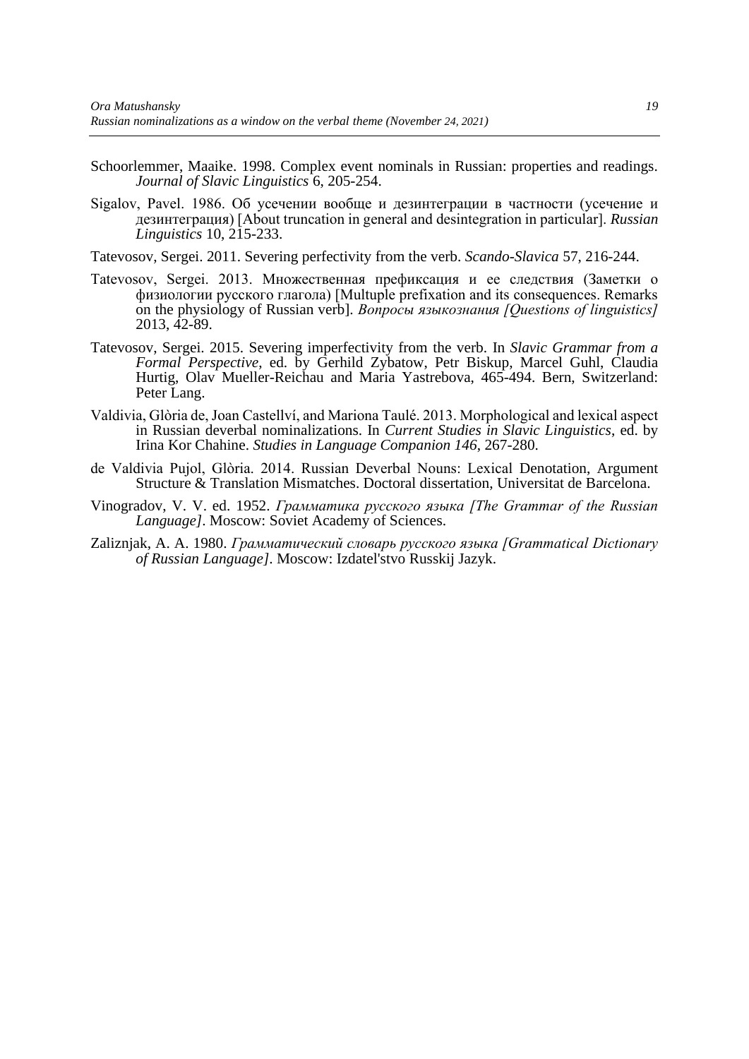Schoorlemmer, Maaike. 1998. Complex event nominals in Russian: properties and readings. *Journal of Slavic Linguistics* 6, 205-254.

Sigalov, Pavel. 1986. Об усечении вообще и дезинтеграции в частности (усечение и дезинтеграция) [About truncation in general and desintegration in particular]. *Russian Linguistics* 10, 215-233.

Tatevosov, Sergei. 2011. Severing perfectivity from the verb. *Scando-Slavica* 57, 216-244.

Tatevosov, Sergei. 2013. Множественная префиксация и ее следствия (Заметки о физиологии русского глагола) [Multuple prefixation and its consequences. Remarks on the physiology of Russian verb]. *Вопросы языкознания [Questions of linguistics]* 2013, 42-89.

Tatevosov, Sergei. 2015. Severing imperfectivity from the verb. In *Slavic Grammar from a Formal Perspective*, ed. by Gerhild Zybatow, Petr Biskup, Marcel Guhl, Claudia Hurtig, Olav Mueller-Reichau and Maria Yastrebova, 465-494. Bern, Switzerland: Peter Lang.

Valdivia, Glòria de, Joan Castellví, and Mariona Taulé. 2013. Morphological and lexical aspect in Russian deverbal nominalizations. In *Current Studies in Slavic Linguistics*, ed. by Irina Kor Chahine. *Studies in Language Companion 146*, 267-280.

de Valdivia Pujol, Glòria. 2014. Russian Deverbal Nouns: Lexical Denotation, Argument Structure & Translation Mismatches. Doctoral dissertation, Universitat de Barcelona.

Vinogradov, V. V. ed. 1952. *Грамматика русского языка [The Grammar of the Russian Language]*. Moscow: Soviet Academy of Sciences.

Zaliznjak, A. A. 1980. *Грамматический словарь русского языка [Grammatical Dictionary of Russian Language]*. Moscow: Izdatel'stvo Russkij Jazyk.